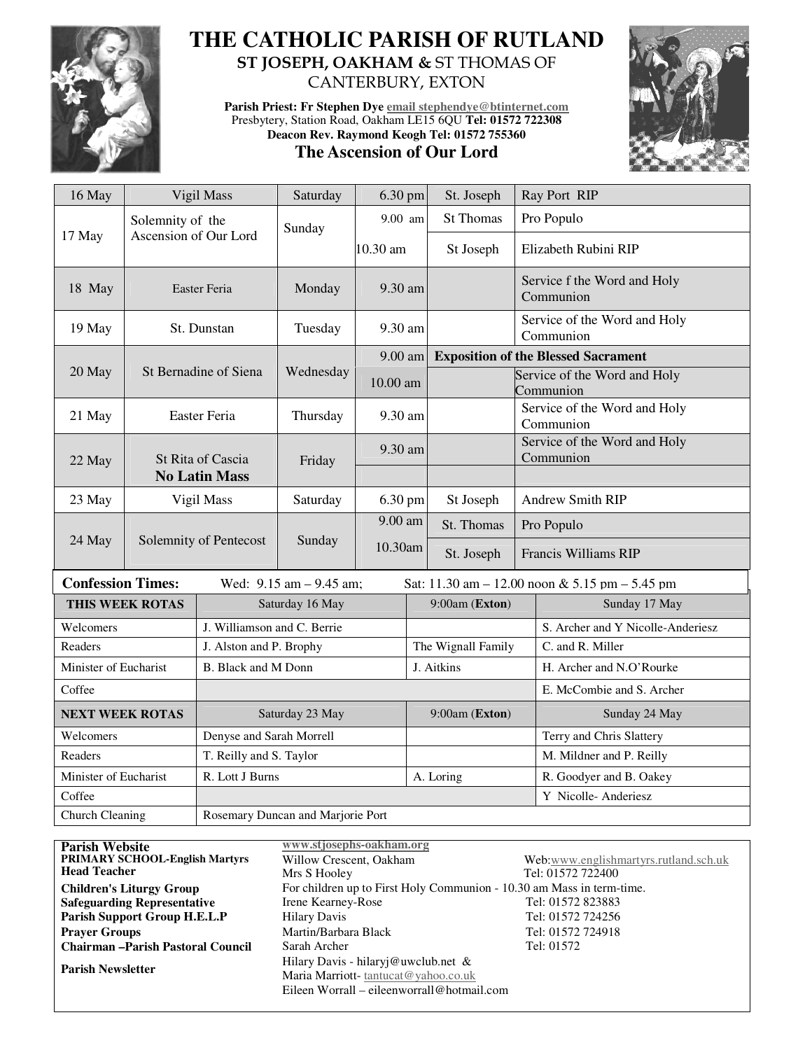# THE CATHOLIC PARISH OF RUTLAND

## ST JOSEPH, OAKHAM & ST THOMAS OF CANTERBURY, EXTON

**Parish Priest: Fr Stephen Dye** email stephendye@btinternet.com
Presbytery, Station Road, Oakham LE15 6QU **Tel: 01572 722308**
**Deacon Rev. Raymond Keogh Tel: 01572 755360**

## The Ascension of Our Lord

| Date | Feast | Day | Time | Church | Intention |
|---|---|---|---|---|---|
| 16 May | Vigil Mass | Saturday | 6.30 pm | St. Joseph | Ray Port RIP |
| 17 May | Solemnity of the Ascension of Our Lord | Sunday | 9.00 am | St Thomas | Pro Populo |
| | | | 10.30 am | St Joseph | Elizabeth Rubini RIP |
| 18 May | Easter Feria | Monday | 9.30 am | | Service f the Word and Holy Communion |
| 19 May | St. Dunstan | Tuesday | 9.30 am | | Service of the Word and Holy Communion |
| 20 May | St Bernadine of Siena | Wednesday | 9.00 am | **Exposition of the Blessed Sacrament** | |
| | | | 10.00 am | | Service of the Word and Holy Communion |
| 21 May | Easter Feria | Thursday | 9.30 am | | Service of the Word and Holy Communion |
| 22 May | St Rita of Cascia **No Latin Mass** | Friday | 9.30 am | | Service of the Word and Holy Communion |
| 23 May | Vigil Mass | Saturday | 6.30 pm | St Joseph | Andrew Smith RIP |
| 24 May | Solemnity of Pentecost | Sunday | 9.00 am | St. Thomas | Pro Populo |
| | | | 10.30am | St. Joseph | Francis Williams RIP |

**Confession Times:** Wed: 9.15 am – 9.45 am; Sat: 11.30 am – 12.00 noon & 5.15 pm – 5.45 pm

| **THIS WEEK ROTAS** | Saturday 16 May | 9:00am (**Exton**) | Sunday 17 May |
|---|---|---|---|
| Welcomers | J. Williamson and C. Berrie | | S. Archer and Y Nicolle-Anderiesz |
| Readers | J. Alston and P. Brophy | The Wignall Family | C. and R. Miller |
| Minister of Eucharist | B. Black and M Donn | J. Aitkins | H. Archer and N.O'Rourke |
| Coffee | | | E. McCombie and S. Archer |
| **NEXT WEEK ROTAS** | Saturday 23 May | 9:00am (**Exton**) | Sunday 24 May |
| Welcomers | Denyse and Sarah Morrell | | Terry and Chris Slattery |
| Readers | T. Reilly and S. Taylor | | M. Mildner and P. Reilly |
| Minister of Eucharist | R. Lott J Burns | A. Loring | R. Goodyer and B. Oakey |
| Coffee | | | Y Nicolle- Anderiesz |
| Church Cleaning | Rosemary Duncan and Marjorie Port | | |

| | | |
|---|---|---|
| **Parish Website** | www.stjosephs-oakham.org | |
| **PRIMARY SCHOOL-English Martyrs** | Willow Crescent, Oakham | Web:www.englishmartyrs.rutland.sch.uk |
| **Head Teacher** | Mrs S Hooley | Tel: 01572 722400 |
| **Children's Liturgy Group** | For children up to First Holy Communion - 10.30 am Mass in term-time. | |
| **Safeguarding Representative** | Irene Kearney-Rose | Tel: 01572 823883 |
| **Parish Support Group H.E.L.P** | Hilary Davis | Tel: 01572 724256 |
| **Prayer Groups** | Martin/Barbara Black | Tel: 01572 724918 |
| **Chairman –Parish Pastoral Council** | Sarah Archer | Tel: 01572 |
| **Parish Newsletter** | Hilary Davis - hilaryj@uwclub.net & Maria Marriott- tantucat@yahoo.co.uk Eileen Worrall – eileenworrall@hotmail.com | |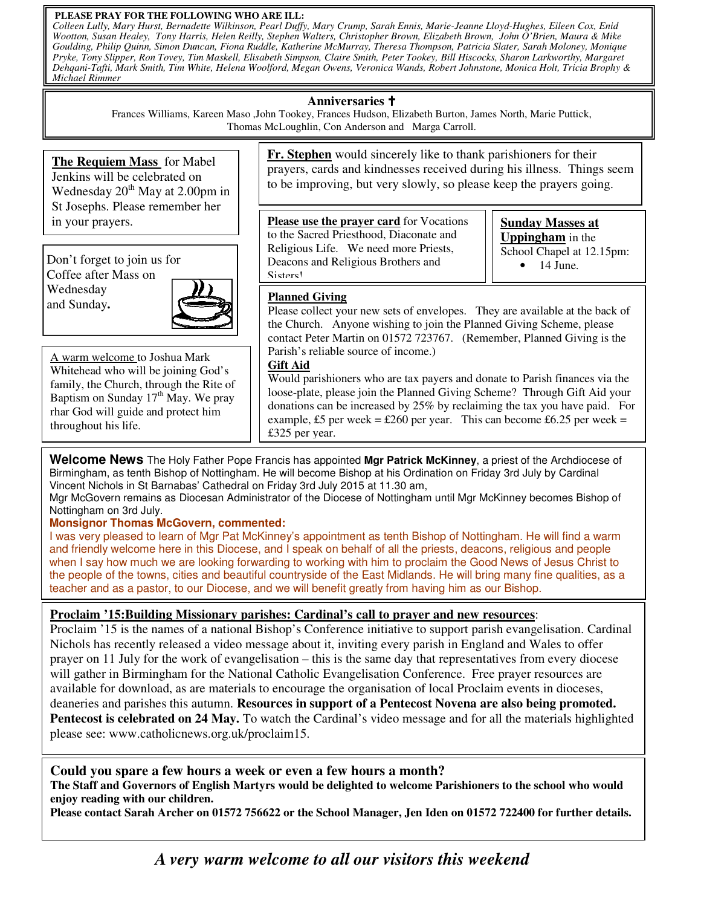**PLEASE PRAY FOR THE FOLLOWING WHO ARE ILL:**

*Colleen Lully, Mary Hurst, Bernadette Wilkinson, Pearl Duffy, Mary Crump, Sarah Ennis, Marie-Jeanne Lloyd-Hughes, Eileen Cox, Enid Wootton, Susan Healey, Tony Harris, Helen Reilly, Stephen Walters, Christopher Brown, Elizabeth Brown, John O'Brien, Maura & Mike Goulding, Philip Quinn, Simon Duncan, Fiona Ruddle, Katherine McMurray, Theresa Thompson, Patricia Slater, Sarah Moloney, Monique Pryke, Tony Slipper, Ron Tovey, Tim Maskell, Elisabeth Simpson, Claire Smith, Peter Tookey, Bill Hiscocks, Sharon Larkworthy, Margaret Dehqani-Tafti, Mark Smith, Tim White, Helena Woolford, Megan Owens, Veronica Wands, Robert Johnstone, Monica Holt, Tricia Brophy & Michael Rimmer*

**Anniversaries ✝**

Frances Williams, Kareen Maso ,John Tookey, Frances Hudson, Elizabeth Burton, James North, Marie Puttick, Thomas McLoughlin, Con Anderson and Marga Carroll.

**The Requiem Mass** for Mabel Jenkins will be celebrated on Wednesday 20th May at 2.00pm in St Josephs. Please remember her in your prayers.

**Fr. Stephen** would sincerely like to thank parishioners for their prayers, cards and kindnesses received during his illness. Things seem to be improving, but very slowly, so please keep the prayers going.

**Please use the prayer card** for Vocations to the Sacred Priesthood, Diaconate and Religious Life. We need more Priests, Deacons and Religious Brothers and Sisters!

**Sunday Masses at Uppingham** in the School Chapel at 12.15pm:

- 14 June.

Don't forget to join us for Coffee after Mass on Wednesday and Sunday**.**

**Planned Giving**

Please collect your new sets of envelopes. They are available at the back of the Church. Anyone wishing to join the Planned Giving Scheme, please contact Peter Martin on 01572 723767. (Remember, Planned Giving is the Parish's reliable source of income.)

**Gift Aid**

Would parishioners who are tax payers and donate to Parish finances via the loose-plate, please join the Planned Giving Scheme? Through Gift Aid your donations can be increased by 25% by reclaiming the tax you have paid. For example, £5 per week = £260 per year. This can become £6.25 per week = £325 per year.

A warm welcome to Joshua Mark Whitehead who will be joining God's family, the Church, through the Rite of Baptism on Sunday 17th May. We pray rhar God will guide and protect him throughout his life.

**Welcome News** The Holy Father Pope Francis has appointed **Mgr Patrick McKinney**, a priest of the Archdiocese of Birmingham, as tenth Bishop of Nottingham. He will become Bishop at his Ordination on Friday 3rd July by Cardinal Vincent Nichols in St Barnabas' Cathedral on Friday 3rd July 2015 at 11.30 am,

Mgr McGovern remains as Diocesan Administrator of the Diocese of Nottingham until Mgr McKinney becomes Bishop of Nottingham on 3rd July.

**Monsignor Thomas McGovern, commented:**

I was very pleased to learn of Mgr Pat McKinney's appointment as tenth Bishop of Nottingham. He will find a warm and friendly welcome here in this Diocese, and I speak on behalf of all the priests, deacons, religious and people when I say how much we are looking forwarding to working with him to proclaim the Good News of Jesus Christ to the people of the towns, cities and beautiful countryside of the East Midlands. He will bring many fine qualities, as a teacher and as a pastor, to our Diocese, and we will benefit greatly from having him as our Bishop.

**Proclaim '15:Building Missionary parishes: Cardinal's call to prayer and new resources**:

Proclaim '15 is the names of a national Bishop's Conference initiative to support parish evangelisation. Cardinal Nichols has recently released a video message about it, inviting every parish in England and Wales to offer prayer on 11 July for the work of evangelisation – this is the same day that representatives from every diocese will gather in Birmingham for the National Catholic Evangelisation Conference. Free prayer resources are available for download, as are materials to encourage the organisation of local Proclaim events in dioceses, deaneries and parishes this autumn. **Resources in support of a Pentecost Novena are also being promoted. Pentecost is celebrated on 24 May.** To watch the Cardinal's video message and for all the materials highlighted please see: www.catholicnews.org.uk/proclaim15.

**Could you spare a few hours a week or even a few hours a month?**

**The Staff and Governors of English Martyrs would be delighted to welcome Parishioners to the school who would enjoy reading with our children.**

**Please contact Sarah Archer on 01572 756622 or the School Manager, Jen Iden on 01572 722400 for further details.**

***A very warm welcome to all our visitors this weekend***